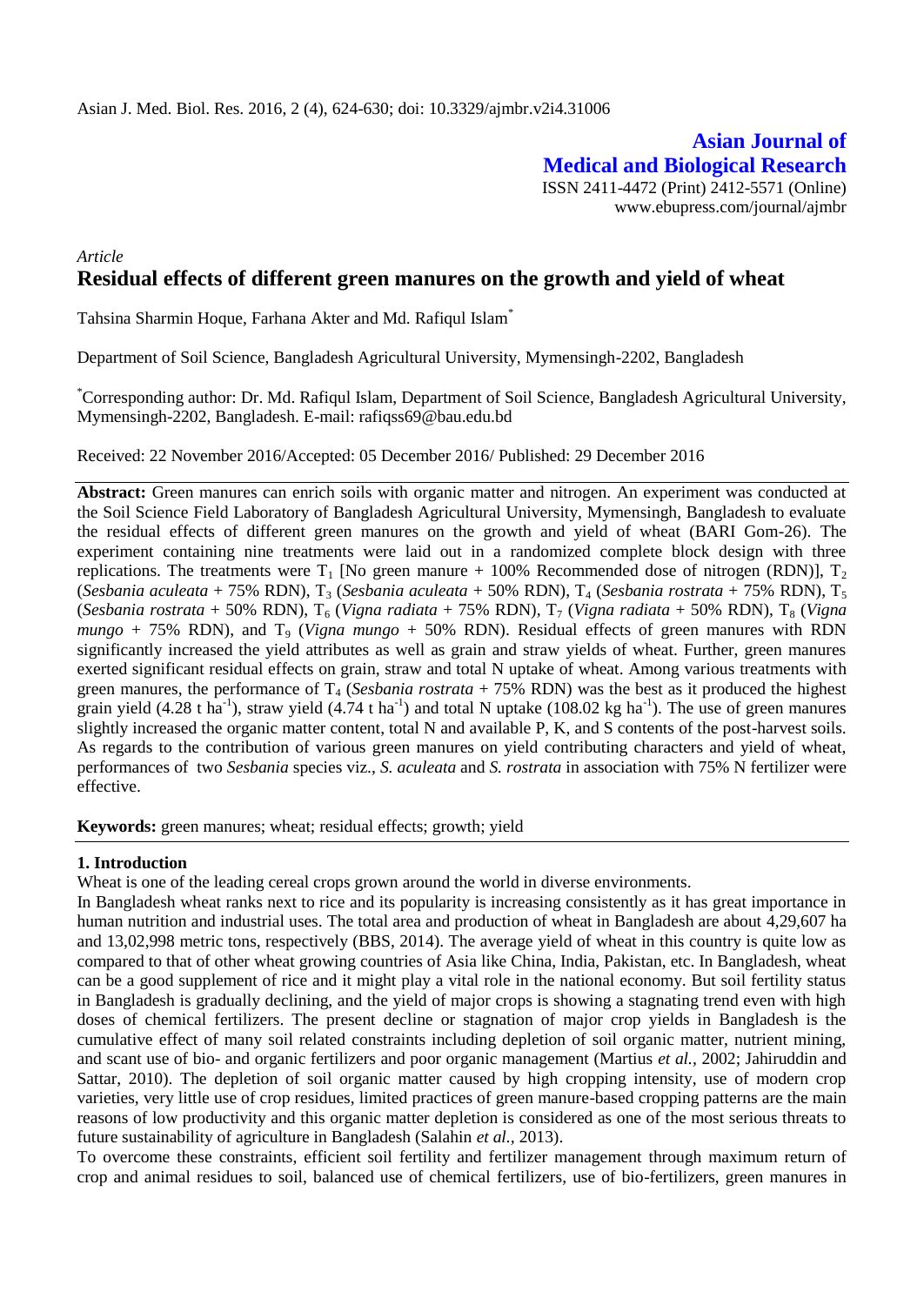**Asian Journal of Medical and Biological Research**

ISSN 2411-4472 (Print) 2412-5571 (Online)
www.ebupress.com/journal/ajmbr

*Article*

# Residual effects of different green manures on the growth and yield of wheat

Tahsina Sharmin Hoque, Farhana Akter and Md. Rafiqul Islam*

Department of Soil Science, Bangladesh Agricultural University, Mymensingh-2202, Bangladesh

*Corresponding author: Dr. Md. Rafiqul Islam, Department of Soil Science, Bangladesh Agricultural University, Mymensingh-2202, Bangladesh. E-mail: rafiqss69@bau.edu.bd

Received: 22 November 2016/Accepted: 05 December 2016/ Published: 29 December 2016

**Abstract:** Green manures can enrich soils with organic matter and nitrogen. An experiment was conducted at the Soil Science Field Laboratory of Bangladesh Agricultural University, Mymensingh, Bangladesh to evaluate the residual effects of different green manures on the growth and yield of wheat (BARI Gom-26). The experiment containing nine treatments were laid out in a randomized complete block design with three replications. The treatments were $T_1$ [No green manure + 100% Recommended dose of nitrogen (RDN)], $T_2$ (*Sesbania aculeata* + 75% RDN), $T_3$ (*Sesbania aculeata* + 50% RDN), $T_4$ (*Sesbania rostrata* + 75% RDN), $T_5$ (*Sesbania rostrata* + 50% RDN), $T_6$ (*Vigna radiata* + 75% RDN), $T_7$ (*Vigna radiata* + 50% RDN), $T_8$ (*Vigna mungo* + 75% RDN), and $T_9$ (*Vigna mungo* + 50% RDN). Residual effects of green manures with RDN significantly increased the yield attributes as well as grain and straw yields of wheat. Further, green manures exerted significant residual effects on grain, straw and total N uptake of wheat. Among various treatments with green manures, the performance of $T_4$ (*Sesbania rostrata* + 75% RDN) was the best as it produced the highest grain yield (4.28 t ha$^{-1}$), straw yield (4.74 t ha$^{-1}$) and total N uptake (108.02 kg ha$^{-1}$). The use of green manures slightly increased the organic matter content, total N and available P, K, and S contents of the post-harvest soils. As regards to the contribution of various green manures on yield contributing characters and yield of wheat, performances of two *Sesbania* species viz., *S. aculeata* and *S. rostrata* in association with 75% N fertilizer were effective.

**Keywords:** green manures; wheat; residual effects; growth; yield

## 1. Introduction

Wheat is one of the leading cereal crops grown around the world in diverse environments.

In Bangladesh wheat ranks next to rice and its popularity is increasing consistently as it has great importance in human nutrition and industrial uses. The total area and production of wheat in Bangladesh are about 4,29,607 ha and 13,02,998 metric tons, respectively (BBS, 2014). The average yield of wheat in this country is quite low as compared to that of other wheat growing countries of Asia like China, India, Pakistan, etc. In Bangladesh, wheat can be a good supplement of rice and it might play a vital role in the national economy. But soil fertility status in Bangladesh is gradually declining, and the yield of major crops is showing a stagnating trend even with high doses of chemical fertilizers. The present decline or stagnation of major crop yields in Bangladesh is the cumulative effect of many soil related constraints including depletion of soil organic matter, nutrient mining, and scant use of bio- and organic fertilizers and poor organic management (Martius *et al.,* 2002; Jahiruddin and Sattar, 2010). The depletion of soil organic matter caused by high cropping intensity, use of modern crop varieties, very little use of crop residues, limited practices of green manure-based cropping patterns are the main reasons of low productivity and this organic matter depletion is considered as one of the most serious threats to future sustainability of agriculture in Bangladesh (Salahin *et al.,* 2013).

To overcome these constraints, efficient soil fertility and fertilizer management through maximum return of crop and animal residues to soil, balanced use of chemical fertilizers, use of bio-fertilizers, green manures in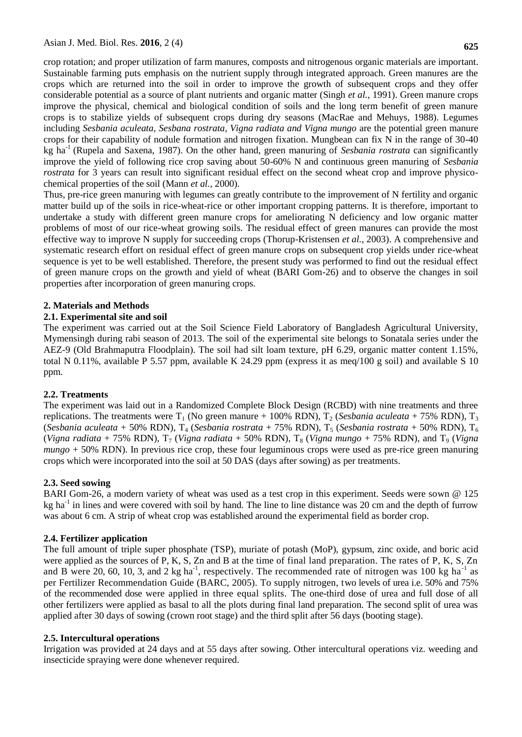crop rotation; and proper utilization of farm manures, composts and nitrogenous organic materials are important. Sustainable farming puts emphasis on the nutrient supply through integrated approach. Green manures are the crops which are returned into the soil in order to improve the growth of subsequent crops and they offer considerable potential as a source of plant nutrients and organic matter (Singh *et al.,* 1991). Green manure crops improve the physical, chemical and biological condition of soils and the long term benefit of green manure crops is to stabilize yields of subsequent crops during dry seasons (MacRae and Mehuys, 1988). Legumes including *Sesbania aculeata, Sesbana rostrata, Vigna radiata and Vigna mungo* are the potential green manure crops for their capability of nodule formation and nitrogen fixation. Mungbean can fix N in the range of 30-40 kg ha$^{-1}$ (Rupela and Saxena, 1987). On the other hand, green manuring of *Sesbania rostrata* can significantly improve the yield of following rice crop saving about 50-60% N and continuous green manuring of *Sesbania rostrata* for 3 years can result into significant residual effect on the second wheat crop and improve physico-chemical properties of the soil (Mann *et al.,* 2000).

Thus, pre-rice green manuring with legumes can greatly contribute to the improvement of N fertility and organic matter build up of the soils in rice-wheat-rice or other important cropping patterns. It is therefore, important to undertake a study with different green manure crops for ameliorating N deficiency and low organic matter problems of most of our rice-wheat growing soils. The residual effect of green manures can provide the most effective way to improve N supply for succeeding crops (Thorup-Kristensen *et al.*, 2003). A comprehensive and systematic research effort on residual effect of green manure crops on subsequent crop yields under rice-wheat sequence is yet to be well established. Therefore, the present study was performed to find out the residual effect of green manure crops on the growth and yield of wheat (BARI Gom-26) and to observe the changes in soil properties after incorporation of green manuring crops.

## 2. Materials and Methods

### 2.1. Experimental site and soil

The experiment was carried out at the Soil Science Field Laboratory of Bangladesh Agricultural University, Mymensingh during rabi season of 2013. The soil of the experimental site belongs to Sonatala series under the AEZ-9 (Old Brahmaputra Floodplain). The soil had silt loam texture, pH 6.29, organic matter content 1.15%, total N 0.11%, available P 5.57 ppm, available K 24.29 ppm (express it as meq/100 g soil) and available S 10 ppm.

### 2.2. Treatments

The experiment was laid out in a Randomized Complete Block Design (RCBD) with nine treatments and three replications. The treatments were $T_1$ (No green manure + 100% RDN), $T_2$ (*Sesbania aculeata* + 75% RDN), $T_3$ (*Sesbania aculeata* + 50% RDN), $T_4$ (*Sesbania rostrata* + 75% RDN), $T_5$ (*Sesbania rostrata* + 50% RDN), $T_6$ (*Vigna radiata* + 75% RDN), $T_7$ (*Vigna radiata* + 50% RDN), $T_8$ (*Vigna mungo* + 75% RDN), and $T_9$ (*Vigna mungo* + 50% RDN). In previous rice crop, these four leguminous crops were used as pre-rice green manuring crops which were incorporated into the soil at 50 DAS (days after sowing) as per treatments.

### 2.3. Seed sowing

BARI Gom-26, a modern variety of wheat was used as a test crop in this experiment. Seeds were sown @ 125 kg ha$^{-1}$ in lines and were covered with soil by hand. The line to line distance was 20 cm and the depth of furrow was about 6 cm. A strip of wheat crop was established around the experimental field as border crop.

### 2.4. Fertilizer application

The full amount of triple super phosphate (TSP), muriate of potash (MoP), gypsum, zinc oxide, and boric acid were applied as the sources of P, K, S, Zn and B at the time of final land preparation. The rates of P, K, S, Zn and B were 20, 60, 10, 3, and 2 kg ha$^{-1}$, respectively. The recommended rate of nitrogen was 100 kg ha$^{-1}$ as per Fertilizer Recommendation Guide (BARC, 2005). To supply nitrogen, two levels of urea i.e. 50% and 75% of the recommended dose were applied in three equal splits. The one-third dose of urea and full dose of all other fertilizers were applied as basal to all the plots during final land preparation. The second split of urea was applied after 30 days of sowing (crown root stage) and the third split after 56 days (booting stage).

### 2.5. Intercultural operations

Irrigation was provided at 24 days and at 55 days after sowing. Other intercultural operations viz. weeding and insecticide spraying were done whenever required.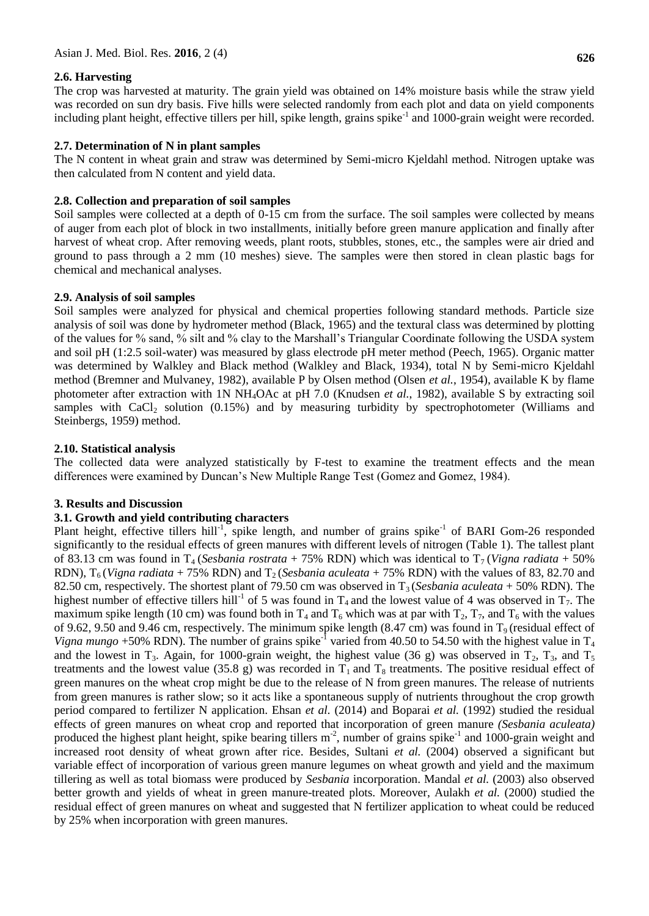### 2.6. Harvesting

The crop was harvested at maturity. The grain yield was obtained on 14% moisture basis while the straw yield was recorded on sun dry basis. Five hills were selected randomly from each plot and data on yield components including plant height, effective tillers per hill, spike length, grains spike$^{-1}$ and 1000-grain weight were recorded.

### 2.7. Determination of N in plant samples

The N content in wheat grain and straw was determined by Semi-micro Kjeldahl method. Nitrogen uptake was then calculated from N content and yield data.

### 2.8. Collection and preparation of soil samples

Soil samples were collected at a depth of 0-15 cm from the surface. The soil samples were collected by means of auger from each plot of block in two installments, initially before green manure application and finally after harvest of wheat crop. After removing weeds, plant roots, stubbles, stones, etc., the samples were air dried and ground to pass through a 2 mm (10 meshes) sieve. The samples were then stored in clean plastic bags for chemical and mechanical analyses.

### 2.9. Analysis of soil samples

Soil samples were analyzed for physical and chemical properties following standard methods. Particle size analysis of soil was done by hydrometer method (Black, 1965) and the textural class was determined by plotting of the values for % sand, % silt and % clay to the Marshall's Triangular Coordinate following the USDA system and soil pH (1:2.5 soil-water) was measured by glass electrode pH meter method (Peech, 1965). Organic matter was determined by Walkley and Black method (Walkley and Black, 1934), total N by Semi-micro Kjeldahl method (Bremner and Mulvaney, 1982), available P by Olsen method (Olsen *et al.*, 1954), available K by flame photometer after extraction with 1N $NH_4OAc$ at pH 7.0 (Knudsen *et al.*, 1982), available S by extracting soil samples with $CaCl_2$ solution (0.15%) and by measuring turbidity by spectrophotometer (Williams and Steinbergs, 1959) method.

### 2.10. Statistical analysis

The collected data were analyzed statistically by F-test to examine the treatment effects and the mean differences were examined by Duncan's New Multiple Range Test (Gomez and Gomez, 1984).

## 3. Results and Discussion

### 3.1. Growth and yield contributing characters

Plant height, effective tillers hill$^{-1}$, spike length, and number of grains spike$^{-1}$ of BARI Gom-26 responded significantly to the residual effects of green manures with different levels of nitrogen (Table 1). The tallest plant of 83.13 cm was found in $T_4$ (*Sesbania rostrata* + 75% RDN) which was identical to $T_7$ (*Vigna radiata* + 50% RDN), $T_6$ (*Vigna radiata* + 75% RDN) and $T_2$ (*Sesbania aculeata* + 75% RDN) with the values of 83, 82.70 and 82.50 cm, respectively. The shortest plant of 79.50 cm was observed in $T_3$ (*Sesbania aculeata* + 50% RDN). The highest number of effective tillers hill$^{-1}$ of 5 was found in $T_4$ and the lowest value of 4 was observed in $T_7$. The maximum spike length (10 cm) was found both in $T_4$ and $T_6$ which was at par with $T_2$, $T_7$, and $T_6$ with the values of 9.62, 9.50 and 9.46 cm, respectively. The minimum spike length (8.47 cm) was found in $T_9$ (residual effect of *Vigna mungo* +50% RDN). The number of grains spike$^{-1}$ varied from 40.50 to 54.50 with the highest value in $T_4$ and the lowest in $T_3$. Again, for 1000-grain weight, the highest value (36 g) was observed in $T_2$, $T_3$, and $T_5$ treatments and the lowest value (35.8 g) was recorded in $T_1$ and $T_8$ treatments. The positive residual effect of green manures on the wheat crop might be due to the release of N from green manures. The release of nutrients from green manures is rather slow; so it acts like a spontaneous supply of nutrients throughout the crop growth period compared to fertilizer N application. Ehsan *et al.* (2014) and Boparai *et al.* (1992) studied the residual effects of green manures on wheat crop and reported that incorporation of green manure *(Sesbania aculeata)* produced the highest plant height, spike bearing tillers m$^{-2}$, number of grains spike$^{-1}$ and 1000-grain weight and increased root density of wheat grown after rice. Besides, Sultani *et al.* (2004) observed a significant but variable effect of incorporation of various green manure legumes on wheat growth and yield and the maximum tillering as well as total biomass were produced by *Sesbania* incorporation. Mandal *et al.* (2003) also observed better growth and yields of wheat in green manure-treated plots. Moreover, Aulakh *et al.* (2000) studied the residual effect of green manures on wheat and suggested that N fertilizer application to wheat could be reduced by 25% when incorporation with green manures.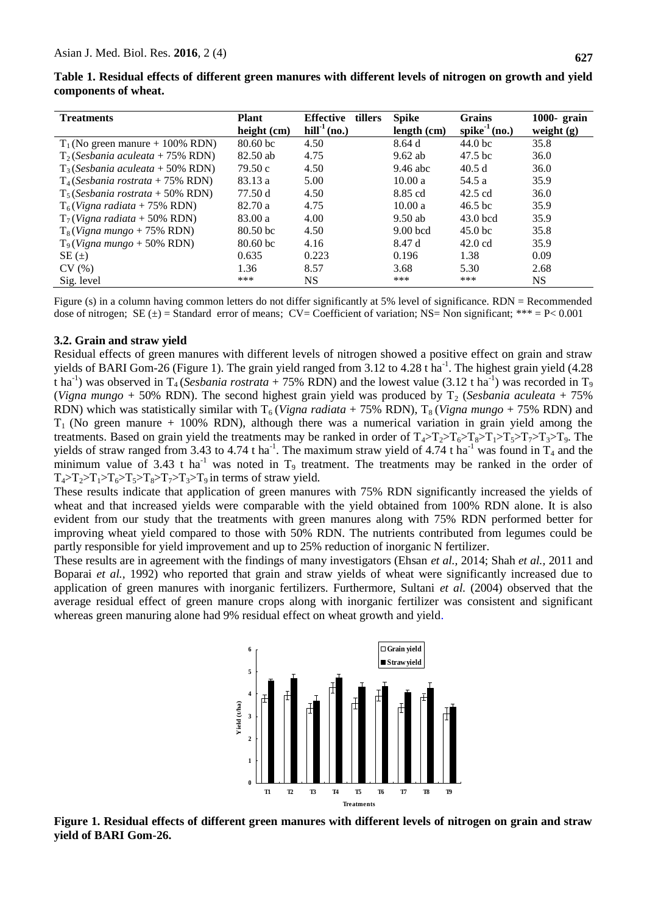**Table 1. Residual effects of different green manures with different levels of nitrogen on growth and yield components of wheat.**

| Treatments | Plant height (cm) | Effective tillers $hill^{-1}$ (no.) | Spike length (cm) | Grains $spike^{-1}$ (no.) | 1000- grain weight (g) |
|---|---|---|---|---|---|
| $T_1$ (No green manure + 100% RDN) | 80.60 bc | 4.50 | 8.64 d | 44.0 bc | 35.8 |
| $T_2$ (*Sesbania aculeata* + 75% RDN) | 82.50 ab | 4.75 | 9.62 ab | 47.5 bc | 36.0 |
| $T_3$ (*Sesbania aculeata* + 50% RDN) | 79.50 c | 4.50 | 9.46 abc | 40.5 d | 36.0 |
| $T_4$ (*Sesbania rostrata* + 75% RDN) | 83.13 a | 5.00 | 10.00 a | 54.5 a | 35.9 |
| $T_5$ (*Sesbania rostrata* + 50% RDN) | 77.50 d | 4.50 | 8.85 cd | 42.5 cd | 36.0 |
| $T_6$ (*Vigna radiata* + 75% RDN) | 82.70 a | 4.75 | 10.00 a | 46.5 bc | 35.9 |
| $T_7$ (*Vigna radiata* + 50% RDN) | 83.00 a | 4.00 | 9.50 ab | 43.0 bcd | 35.9 |
| $T_8$ (*Vigna mungo* + 75% RDN) | 80.50 bc | 4.50 | 9.00 bcd | 45.0 bc | 35.8 |
| $T_9$ (*Vigna mungo* + 50% RDN) | 80.60 bc | 4.16 | 8.47 d | 42.0 cd | 35.9 |
| SE (±) | 0.635 | 0.223 | 0.196 | 1.38 | 0.09 |
| CV (%) | 1.36 | 8.57 | 3.68 | 5.30 | 2.68 |
| Sig. level | *** | NS | *** | *** | NS |

Figure (s) in a column having common letters do not differ significantly at 5% level of significance. RDN = Recommended dose of nitrogen; SE (±) = Standard error of means; CV= Coefficient of variation; NS= Non significant; *** = P< 0.001

### 3.2. Grain and straw yield

Residual effects of green manures with different levels of nitrogen showed a positive effect on grain and straw yields of BARI Gom-26 (Figure 1). The grain yield ranged from 3.12 to 4.28 t $ha^{-1}$. The highest grain yield (4.28 t $ha^{-1}$) was observed in $T_4$ (*Sesbania rostrata* + 75% RDN) and the lowest value (3.12 t $ha^{-1}$) was recorded in $T_9$ (*Vigna mungo* + 50% RDN). The second highest grain yield was produced by $T_2$ (*Sesbania aculeata* + 75% RDN) which was statistically similar with $T_6$ (*Vigna radiata* + 75% RDN), $T_8$ (*Vigna mungo* + 75% RDN) and $T_1$ (No green manure + 100% RDN), although there was a numerical variation in grain yield among the treatments. Based on grain yield the treatments may be ranked in order of $T_4>T_2>T_6>T_8>T_1>T_5>T_7>T_3>T_9$. The yields of straw ranged from 3.43 to 4.74 t $ha^{-1}$. The maximum straw yield of 4.74 t $ha^{-1}$ was found in $T_4$ and the minimum value of 3.43 t $ha^{-1}$ was noted in $T_9$ treatment. The treatments may be ranked in the order of $T_4>T_2>T_1>T_6>T_5>T_8>T_7>T_3>T_9$ in terms of straw yield.

These results indicate that application of green manures with 75% RDN significantly increased the yields of wheat and that increased yields were comparable with the yield obtained from 100% RDN alone. It is also evident from our study that the treatments with green manures along with 75% RDN performed better for improving wheat yield compared to those with 50% RDN. The nutrients contributed from legumes could be partly responsible for yield improvement and up to 25% reduction of inorganic N fertilizer.

These results are in agreement with the findings of many investigators (Ehsan *et al.*, 2014; Shah *et al.*, 2011 and Boparai *et al.*, 1992) who reported that grain and straw yields of wheat were significantly increased due to application of green manures with inorganic fertilizers. Furthermore, Sultani *et al.* (2004) observed that the average residual effect of green manure crops along with inorganic fertilizer was consistent and significant whereas green manuring alone had 9% residual effect on wheat growth and yield.

**Figure 1. Residual effects of different green manures with different levels of nitrogen on grain and straw yield of BARI Gom-26.**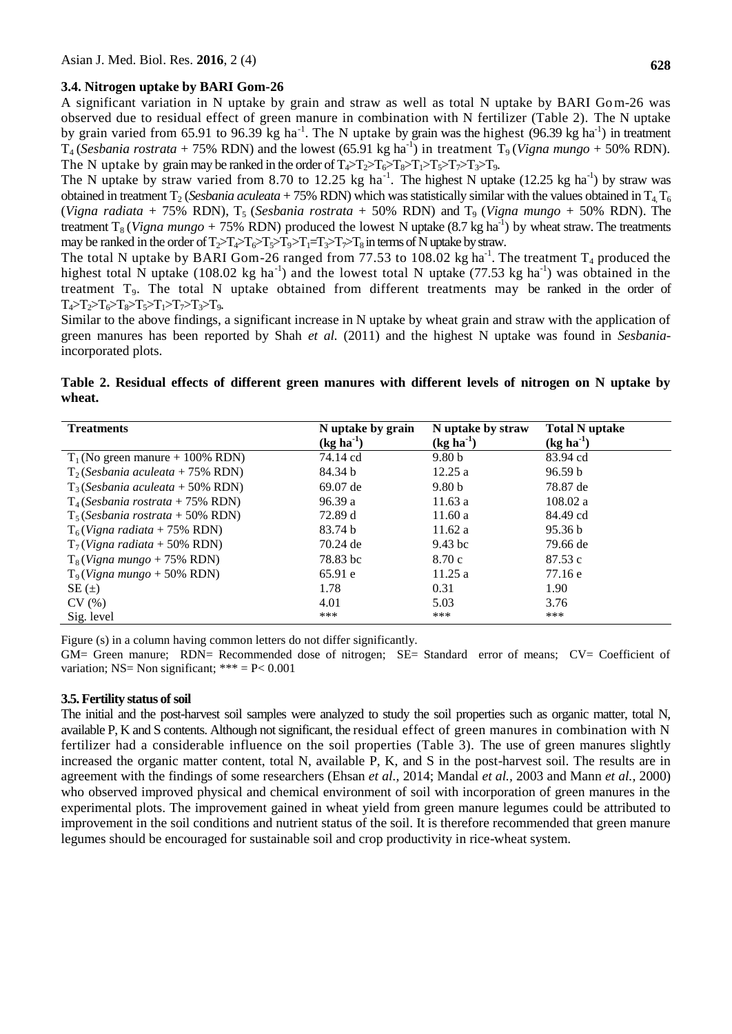### 3.4. Nitrogen uptake by BARI Gom-26

A significant variation in N uptake by grain and straw as well as total N uptake by BARI Gom-26 was observed due to residual effect of green manure in combination with N fertilizer (Table 2). The N uptake by grain varied from 65.91 to 96.39 kg ha$^{-1}$. The N uptake by grain was the highest (96.39 kg ha$^{-1}$) in treatment $T_4$ (*Sesbania rostrata* + 75% RDN) and the lowest (65.91 kg ha$^{-1}$) in treatment $T_9$ (*Vigna mungo* + 50% RDN). The N uptake by grain may be ranked in the order of $T_4>T_2>T_6>T_8>T_1>T_5>T_7>T_3>T_9$.

The N uptake by straw varied from 8.70 to 12.25 kg ha$^{-1}$. The highest N uptake (12.25 kg ha$^{-1}$) by straw was obtained in treatment $T_2$ (*Sesbania aculeata* + 75% RDN) which was statistically similar with the values obtained in $T_4$, $T_6$ (*Vigna radiata* + 75% RDN), $T_5$ (*Sesbania rostrata* + 50% RDN) and $T_9$ (*Vigna mungo* + 50% RDN). The treatment $T_8$ (*Vigna mungo* + 75% RDN) produced the lowest N uptake (8.7 kg ha$^{-1}$) by wheat straw. The treatments may be ranked in the order of $T_2>T_4>T_6>T_5>T_9>T_1=T_3>T_7>T_8$ in terms of N uptake by straw.

The total N uptake by BARI Gom-26 ranged from 77.53 to 108.02 kg ha$^{-1}$. The treatment $T_4$ produced the highest total N uptake (108.02 kg ha$^{-1}$) and the lowest total N uptake (77.53 kg ha$^{-1}$) was obtained in the treatment $T_9$. The total N uptake obtained from different treatments may be ranked in the order of $T_4>T_2>T_6>T_8>T_5>T_1>T_7>T_3>T_9$.

Similar to the above findings, a significant increase in N uptake by wheat grain and straw with the application of green manures has been reported by Shah *et al.* (2011) and the highest N uptake was found in *Sesbania*-incorporated plots.

**Table 2. Residual effects of different green manures with different levels of nitrogen on N uptake by wheat.**

| Treatments | N uptake by grain (kg ha$^{-1}$) | N uptake by straw (kg ha$^{-1}$) | Total N uptake (kg ha$^{-1}$) |
|---|---|---|---|
| $T_1$ (No green manure + 100% RDN) | 74.14 cd | 9.80 b | 83.94 cd |
| $T_2$ (*Sesbania aculeata* + 75% RDN) | 84.34 b | 12.25 a | 96.59 b |
| $T_3$ (*Sesbania aculeata* + 50% RDN) | 69.07 de | 9.80 b | 78.87 de |
| $T_4$ (*Sesbania rostrata* + 75% RDN) | 96.39 a | 11.63 a | 108.02 a |
| $T_5$ (*Sesbania rostrata* + 50% RDN) | 72.89 d | 11.60 a | 84.49 cd |
| $T_6$ (*Vigna radiata* + 75% RDN) | 83.74 b | 11.62 a | 95.36 b |
| $T_7$ (*Vigna radiata* + 50% RDN) | 70.24 de | 9.43 bc | 79.66 de |
| $T_8$ (*Vigna mungo* + 75% RDN) | 78.83 bc | 8.70 c | 87.53 c |
| $T_9$ (*Vigna mungo* + 50% RDN) | 65.91 e | 11.25 a | 77.16 e |
| SE (±) | 1.78 | 0.31 | 1.90 |
| CV (%) | 4.01 | 5.03 | 3.76 |
| Sig. level | *** | *** | *** |

Figure (s) in a column having common letters do not differ significantly.

GM= Green manure; RDN= Recommended dose of nitrogen; SE= Standard error of means; CV= Coefficient of variation; NS= Non significant; *** = P< 0.001

### 3.5. Fertility status of soil

The initial and the post-harvest soil samples were analyzed to study the soil properties such as organic matter, total N, available P, K and S contents. Although not significant, the residual effect of green manures in combination with N fertilizer had a considerable influence on the soil properties (Table 3). The use of green manures slightly increased the organic matter content, total N, available P, K, and S in the post-harvest soil. The results are in agreement with the findings of some researchers (Ehsan *et al.*, 2014; Mandal *et al.*, 2003 and Mann *et al.*, 2000) who observed improved physical and chemical environment of soil with incorporation of green manures in the experimental plots. The improvement gained in wheat yield from green manure legumes could be attributed to improvement in the soil conditions and nutrient status of the soil. It is therefore recommended that green manure legumes should be encouraged for sustainable soil and crop productivity in rice-wheat system.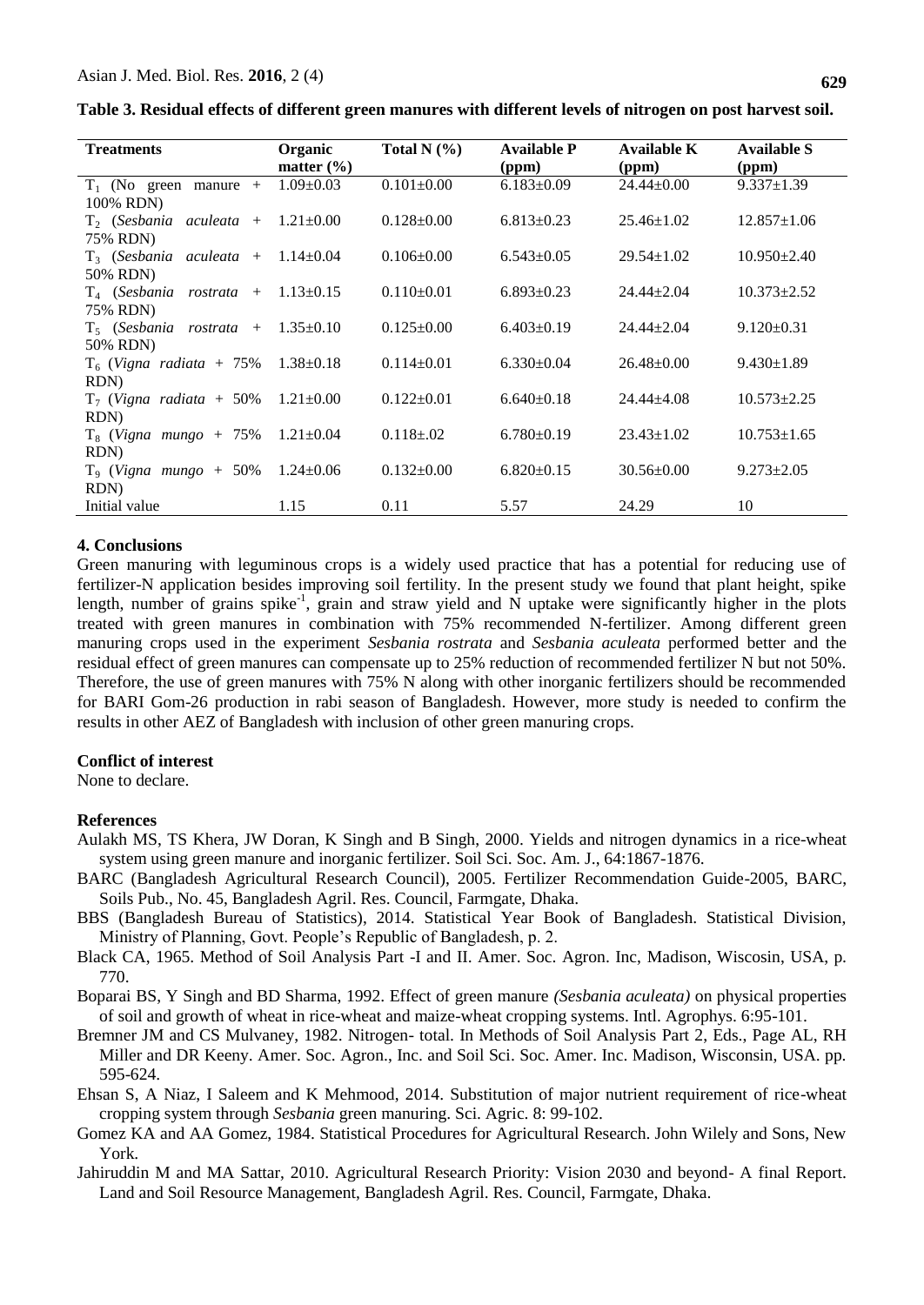**Table 3. Residual effects of different green manures with different levels of nitrogen on post harvest soil.**

| Treatments | Organic matter (%) | Total N (%) | Available P (ppm) | Available K (ppm) | Available S (ppm) |
|---|---|---|---|---|---|
| $T_1$ (No green manure + 100% RDN) | 1.09±0.03 | 0.101±0.00 | 6.183±0.09 | 24.44±0.00 | 9.337±1.39 |
| $T_2$ (*Sesbania aculeata* + 75% RDN) | 1.21±0.00 | 0.128±0.00 | 6.813±0.23 | 25.46±1.02 | 12.857±1.06 |
| $T_3$ (*Sesbania aculeata* + 50% RDN) | 1.14±0.04 | 0.106±0.00 | 6.543±0.05 | 29.54±1.02 | 10.950±2.40 |
| $T_4$ (*Sesbania rostrata* + 75% RDN) | 1.13±0.15 | 0.110±0.01 | 6.893±0.23 | 24.44±2.04 | 10.373±2.52 |
| $T_5$ (*Sesbania rostrata* + 50% RDN) | 1.35±0.10 | 0.125±0.00 | 6.403±0.19 | 24.44±2.04 | 9.120±0.31 |
| $T_6$ (*Vigna radiata* + 75% RDN) | 1.38±0.18 | 0.114±0.01 | 6.330±0.04 | 26.48±0.00 | 9.430±1.89 |
| $T_7$ (*Vigna radiata* + 50% RDN) | 1.21±0.00 | 0.122±0.01 | 6.640±0.18 | 24.44±4.08 | 10.573±2.25 |
| $T_8$ (*Vigna mungo* + 75% RDN) | 1.21±0.04 | 0.118±.02 | 6.780±0.19 | 23.43±1.02 | 10.753±1.65 |
| $T_9$ (*Vigna mungo* + 50% RDN) | 1.24±0.06 | 0.132±0.00 | 6.820±0.15 | 30.56±0.00 | 9.273±2.05 |
| Initial value | 1.15 | 0.11 | 5.57 | 24.29 | 10 |

## 4. Conclusions

Green manuring with leguminous crops is a widely used practice that has a potential for reducing use of fertilizer-N application besides improving soil fertility. In the present study we found that plant height, spike length, number of grains spike$^{-1}$, grain and straw yield and N uptake were significantly higher in the plots treated with green manures in combination with 75% recommended N-fertilizer. Among different green manuring crops used in the experiment *Sesbania rostrata* and *Sesbania aculeata* performed better and the residual effect of green manures can compensate up to 25% reduction of recommended fertilizer N but not 50%. Therefore, the use of green manures with 75% N along with other inorganic fertilizers should be recommended for BARI Gom-26 production in rabi season of Bangladesh. However, more study is needed to confirm the results in other AEZ of Bangladesh with inclusion of other green manuring crops.

## Conflict of interest

None to declare.

## References

Aulakh MS, TS Khera, JW Doran, K Singh and B Singh, 2000. Yields and nitrogen dynamics in a rice-wheat system using green manure and inorganic fertilizer. Soil Sci. Soc. Am. J., 64:1867-1876.

BARC (Bangladesh Agricultural Research Council), 2005. Fertilizer Recommendation Guide-2005, BARC, Soils Pub., No. 45, Bangladesh Agril. Res. Council, Farmgate, Dhaka.

BBS (Bangladesh Bureau of Statistics), 2014. Statistical Year Book of Bangladesh. Statistical Division, Ministry of Planning, Govt. People's Republic of Bangladesh, p. 2.

Black CA, 1965. Method of Soil Analysis Part -I and II. Amer. Soc. Agron. Inc, Madison, Wiscosin, USA, p. 770.

Boparai BS, Y Singh and BD Sharma, 1992. Effect of green manure *(Sesbania aculeata)* on physical properties of soil and growth of wheat in rice-wheat and maize-wheat cropping systems. Intl. Agrophys. 6:95-101.

Bremner JM and CS Mulvaney, 1982. Nitrogen- total. In Methods of Soil Analysis Part 2, Eds., Page AL, RH Miller and DR Keeny. Amer. Soc. Agron., Inc. and Soil Sci. Soc. Amer. Inc. Madison, Wisconsin, USA. pp. 595-624.

Ehsan S, A Niaz, I Saleem and K Mehmood, 2014. Substitution of major nutrient requirement of rice-wheat cropping system through *Sesbania* green manuring. Sci. Agric. 8: 99-102.

Gomez KA and AA Gomez, 1984. Statistical Procedures for Agricultural Research. John Wilely and Sons, New York.

Jahiruddin M and MA Sattar, 2010. Agricultural Research Priority: Vision 2030 and beyond- A final Report. Land and Soil Resource Management, Bangladesh Agril. Res. Council, Farmgate, Dhaka.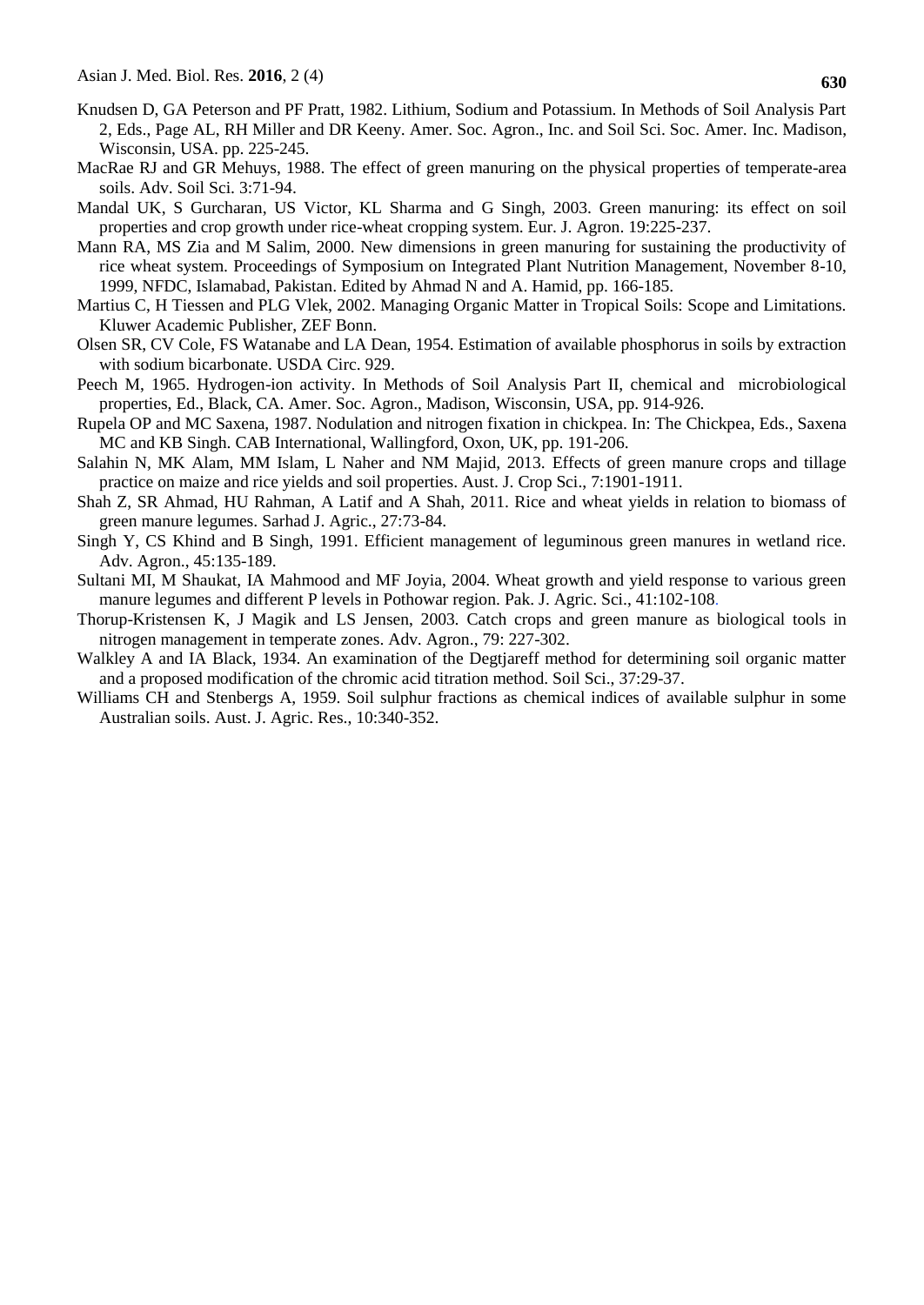Knudsen D, GA Peterson and PF Pratt, 1982. Lithium, Sodium and Potassium. In Methods of Soil Analysis Part 2, Eds., Page AL, RH Miller and DR Keeny. Amer. Soc. Agron., Inc. and Soil Sci. Soc. Amer. Inc. Madison, Wisconsin, USA. pp. 225-245.

MacRae RJ and GR Mehuys, 1988. The effect of green manuring on the physical properties of temperate-area soils. Adv. Soil Sci. 3:71-94.

Mandal UK, S Gurcharan, US Victor, KL Sharma and G Singh, 2003. Green manuring: its effect on soil properties and crop growth under rice-wheat cropping system. Eur. J. Agron. 19:225-237.

Mann RA, MS Zia and M Salim, 2000. New dimensions in green manuring for sustaining the productivity of rice wheat system. Proceedings of Symposium on Integrated Plant Nutrition Management, November 8-10, 1999, NFDC, Islamabad, Pakistan. Edited by Ahmad N and A. Hamid, pp. 166-185.

Martius C, H Tiessen and PLG Vlek, 2002. Managing Organic Matter in Tropical Soils: Scope and Limitations. Kluwer Academic Publisher, ZEF Bonn.

Olsen SR, CV Cole, FS Watanabe and LA Dean, 1954. Estimation of available phosphorus in soils by extraction with sodium bicarbonate. USDA Circ. 929.

Peech M, 1965. Hydrogen-ion activity. In Methods of Soil Analysis Part II, chemical and microbiological properties, Ed., Black, CA. Amer. Soc. Agron., Madison, Wisconsin, USA, pp. 914-926.

Rupela OP and MC Saxena, 1987. Nodulation and nitrogen fixation in chickpea. In: The Chickpea, Eds., Saxena MC and KB Singh. CAB International, Wallingford, Oxon, UK, pp. 191-206.

Salahin N, MK Alam, MM Islam, L Naher and NM Majid, 2013. Effects of green manure crops and tillage practice on maize and rice yields and soil properties. Aust. J. Crop Sci., 7:1901-1911.

Shah Z, SR Ahmad, HU Rahman, A Latif and A Shah, 2011. Rice and wheat yields in relation to biomass of green manure legumes. Sarhad J. Agric., 27:73-84.

Singh Y, CS Khind and B Singh, 1991. Efficient management of leguminous green manures in wetland rice. Adv. Agron., 45:135-189.

Sultani MI, M Shaukat, IA Mahmood and MF Joyia, 2004. Wheat growth and yield response to various green manure legumes and different P levels in Pothowar region. Pak. J. Agric. Sci., 41:102-108.

Thorup-Kristensen K, J Magik and LS Jensen, 2003. Catch crops and green manure as biological tools in nitrogen management in temperate zones. Adv. Agron., 79: 227-302.

Walkley A and IA Black, 1934. An examination of the Degtjareff method for determining soil organic matter and a proposed modification of the chromic acid titration method. Soil Sci., 37:29-37.

Williams CH and Stenbergs A, 1959. Soil sulphur fractions as chemical indices of available sulphur in some Australian soils. Aust. J. Agric. Res., 10:340-352.